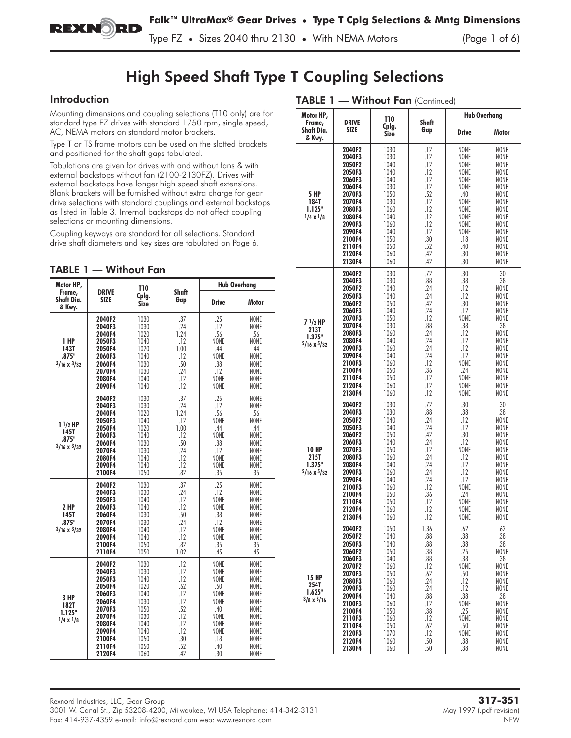# High Speed Shaft Type T Coupling Selections

## Introduction

Mounting dimensions and coupling selections (T10 only) are for standard type FZ drives with standard 1750 rpm, single speed, AC, NEMA motors on standard motor brackets.

Type T or TS frame motors can be used on the slotted brackets and positioned for the shaft gaps tabulated.

Tabulations are given for drives with and without fans & with external backstops without fan (2100-2130FZ). Drives with external backstops have longer high speed shaft extensions. Blank brackets will be furnished without extra charge for gear drive selections with standard couplings and external backstops as listed in Table 3. Internal backstops do not affect coupling selections or mounting dimensions.

Coupling keyways are standard for all selections. Standard drive shaft diameters and key sizes are tabulated on Page 6.

## TABLE 1 — Without Fan

| Motor HP, Frame, Shaft Dia. & Kwy. | DRIVE SIZE | T10 Cplg. Size | Shaft Gap | Hub Overhang | |
|---|---|---|---|---|---|
| | | | | Drive | Motor |
| 1 HP 143T .875" 3/16 x 3/32 | 2040F2 | 1030 | .37 | .25 | NONE |
| | 2040F3 | 1030 | .24 | .12 | NONE |
| | 2040F4 | 1020 | 1.24 | .56 | .56 |
| | 2050F3 | 1040 | .12 | NONE | NONE |
| | 2050F4 | 1020 | 1.00 | .44 | .44 |
| | 2060F3 | 1040 | .12 | NONE | NONE |
| | 2060F4 | 1030 | .50 | .38 | NONE |
| | 2070F4 | 1030 | .24 | .12 | NONE |
| | 2080F4 | 1040 | .12 | NONE | NONE |
| | 2090F4 | 1040 | .12 | NONE | NONE |
| 1 1/2 HP 145T .875" 3/16 x 3/32 | 2040F2 | 1030 | .37 | .25 | NONE |
| | 2040F3 | 1030 | .24 | .12 | NONE |
| | 2040F4 | 1020 | 1.24 | .56 | .56 |
| | 2050F3 | 1040 | .12 | NONE | NONE |
| | 2050F4 | 1020 | 1.00 | .44 | .44 |
| | 2060F3 | 1040 | .12 | NONE | NONE |
| | 2060F4 | 1030 | .50 | .38 | NONE |
| | 2070F4 | 1030 | .24 | .12 | NONE |
| | 2080F4 | 1040 | .12 | NONE | NONE |
| | 2090F4 | 1040 | .12 | NONE | NONE |
| | 2100F4 | 1050 | .82 | .35 | .35 |
| 2 HP 145T .875" 3/16 x 3/32 | 2040F2 | 1030 | .37 | .25 | NONE |
| | 2040F3 | 1030 | .24 | .12 | NONE |
| | 2050F3 | 1040 | .12 | NONE | NONE |
| | 2060F3 | 1040 | .12 | NONE | NONE |
| | 2060F4 | 1030 | .50 | .38 | NONE |
| | 2070F4 | 1030 | .24 | .12 | NONE |
| | 2080F4 | 1040 | .12 | NONE | NONE |
| | 2090F4 | 1040 | .12 | NONE | NONE |
| | 2100F4 | 1050 | .82 | .35 | .35 |
| | 2110F4 | 1050 | 1.02 | .45 | .45 |
| 3 HP 182T 1.125" 1/4 x 1/8 | 2040F2 | 1030 | .12 | NONE | NONE |
| | 2040F3 | 1030 | .12 | NONE | NONE |
| | 2050F3 | 1040 | .12 | NONE | NONE |
| | 2050F4 | 1020 | .62 | .50 | NONE |
| | 2060F3 | 1040 | .12 | NONE | NONE |
| | 2060F4 | 1030 | .12 | NONE | NONE |
| | 2070F3 | 1050 | .52 | .40 | NONE |
| | 2070F4 | 1030 | .12 | NONE | NONE |
| | 2080F4 | 1040 | .12 | NONE | NONE |
| | 2090F4 | 1040 | .12 | NONE | NONE |
| | 2100F4 | 1050 | .30 | .18 | NONE |
| | 2110F4 | 1050 | .52 | .40 | NONE |
| | 2120F4 | 1060 | .42 | .30 | NONE |

## TABLE 1 — Without Fan (Continued)

| Motor HP, Frame, Shaft Dia. & Kwy. | DRIVE SIZE | T10 Cplg. Size | Shaft Gap | Hub Overhang | |
|---|---|---|---|---|---|
| | | | | Drive | Motor |
| 5 HP 184T 1.125" 1/4 x 1/8 | 2040F2 | 1030 | .12 | NONE | NONE |
| | 2040F3 | 1030 | .12 | NONE | NONE |
| | 2050F2 | 1040 | .12 | NONE | NONE |
| | 2050F3 | 1040 | .12 | NONE | NONE |
| | 2060F3 | 1040 | .12 | NONE | NONE |
| | 2060F4 | 1030 | .12 | NONE | NONE |
| | 2070F3 | 1050 | .52 | .40 | NONE |
| | 2070F4 | 1030 | .12 | NONE | NONE |
| | 2080F3 | 1060 | .12 | NONE | NONE |
| | 2080F4 | 1040 | .12 | NONE | NONE |
| | 2090F3 | 1060 | .12 | NONE | NONE |
| | 2090F4 | 1040 | .12 | NONE | NONE |
| | 2100F4 | 1050 | .30 | .18 | NONE |
| | 2110F4 | 1050 | .52 | .40 | NONE |
| | 2120F4 | 1060 | .42 | .30 | NONE |
| | 2130F4 | 1060 | .42 | .30 | NONE |
| 7 1/2 HP 213T 1.375" 5/16 x 5/32 | 2040F2 | 1030 | .72 | .30 | .30 |
| | 2040F3 | 1030 | .88 | .38 | .38 |
| | 2050F2 | 1040 | .24 | .12 | NONE |
| | 2050F3 | 1040 | .24 | .12 | NONE |
| | 2060F2 | 1050 | .42 | .30 | NONE |
| | 2060F3 | 1040 | .24 | .12 | NONE |
| | 2070F3 | 1050 | .12 | NONE | NONE |
| | 2070F4 | 1030 | .88 | .38 | .38 |
| | 2080F3 | 1060 | .24 | .12 | NONE |
| | 2080F4 | 1040 | .24 | .12 | NONE |
| | 2090F3 | 1060 | .24 | .12 | NONE |
| | 2090F4 | 1040 | .24 | .12 | NONE |
| | 2100F3 | 1060 | .12 | NONE | NONE |
| | 2100F4 | 1050 | .36 | .24 | NONE |
| | 2110F4 | 1050 | .12 | NONE | NONE |
| | 2120F4 | 1060 | .12 | NONE | NONE |
| | 2130F4 | 1060 | .12 | NONE | NONE |
| 10 HP 215T 1.375" 5/16 x 5/32 | 2040F2 | 1030 | .72 | .30 | .30 |
| | 2040F3 | 1030 | .88 | .38 | .38 |
| | 2050F2 | 1040 | .24 | .12 | NONE |
| | 2050F3 | 1040 | .24 | .12 | NONE |
| | 2060F2 | 1050 | .42 | .30 | NONE |
| | 2060F3 | 1040 | .24 | .12 | NONE |
| | 2070F3 | 1050 | .12 | NONE | NONE |
| | 2080F3 | 1060 | .24 | .12 | NONE |
| | 2080F4 | 1040 | .24 | .12 | NONE |
| | 2090F3 | 1060 | .24 | .12 | NONE |
| | 2090F4 | 1040 | .24 | .12 | NONE |
| | 2100F3 | 1060 | .12 | NONE | NONE |
| | 2100F4 | 1050 | .36 | .24 | NONE |
| | 2110F4 | 1050 | .12 | NONE | NONE |
| | 2120F4 | 1060 | .12 | NONE | NONE |
| | 2130F4 | 1060 | .12 | NONE | NONE |
| 15 HP 254T 1.625" 3/8 x 3/16 | 2040F2 | 1050 | 1.36 | .62 | .62 |
| | 2050F2 | 1040 | .88 | .38 | .38 |
| | 2050F3 | 1040 | .88 | .38 | .38 |
| | 2060F2 | 1050 | .38 | .25 | NONE |
| | 2060F3 | 1040 | .88 | .38 | .38 |
| | 2070F2 | 1060 | .12 | NONE | NONE |
| | 2070F3 | 1050 | .62 | .50 | NONE |
| | 2080F3 | 1060 | .24 | .12 | NONE |
| | 2090F3 | 1060 | .24 | .12 | NONE |
| | 2090F4 | 1040 | .88 | .38 | .38 |
| | 2100F3 | 1060 | .12 | NONE | NONE |
| | 2100F4 | 1050 | .38 | .25 | NONE |
| | 2110F3 | 1060 | .12 | NONE | NONE |
| | 2110F4 | 1050 | .62 | .50 | NONE |
| | 2120F3 | 1070 | .12 | NONE | NONE |
| | 2120F4 | 1060 | .50 | .38 | NONE |
| | 2130F4 | 1060 | .50 | .38 | NONE |

Rexnord Industries, LLC, Gear Group
3001 W. Canal St., Zip 53208-4200, Milwaukee, WI USA Telephone: 414-342-3131
Fax: 414-937-4359 e-mail: info@rexnord.com web: www.rexnord.com

**317-351**
May 1997 (.pdf revision)
NEW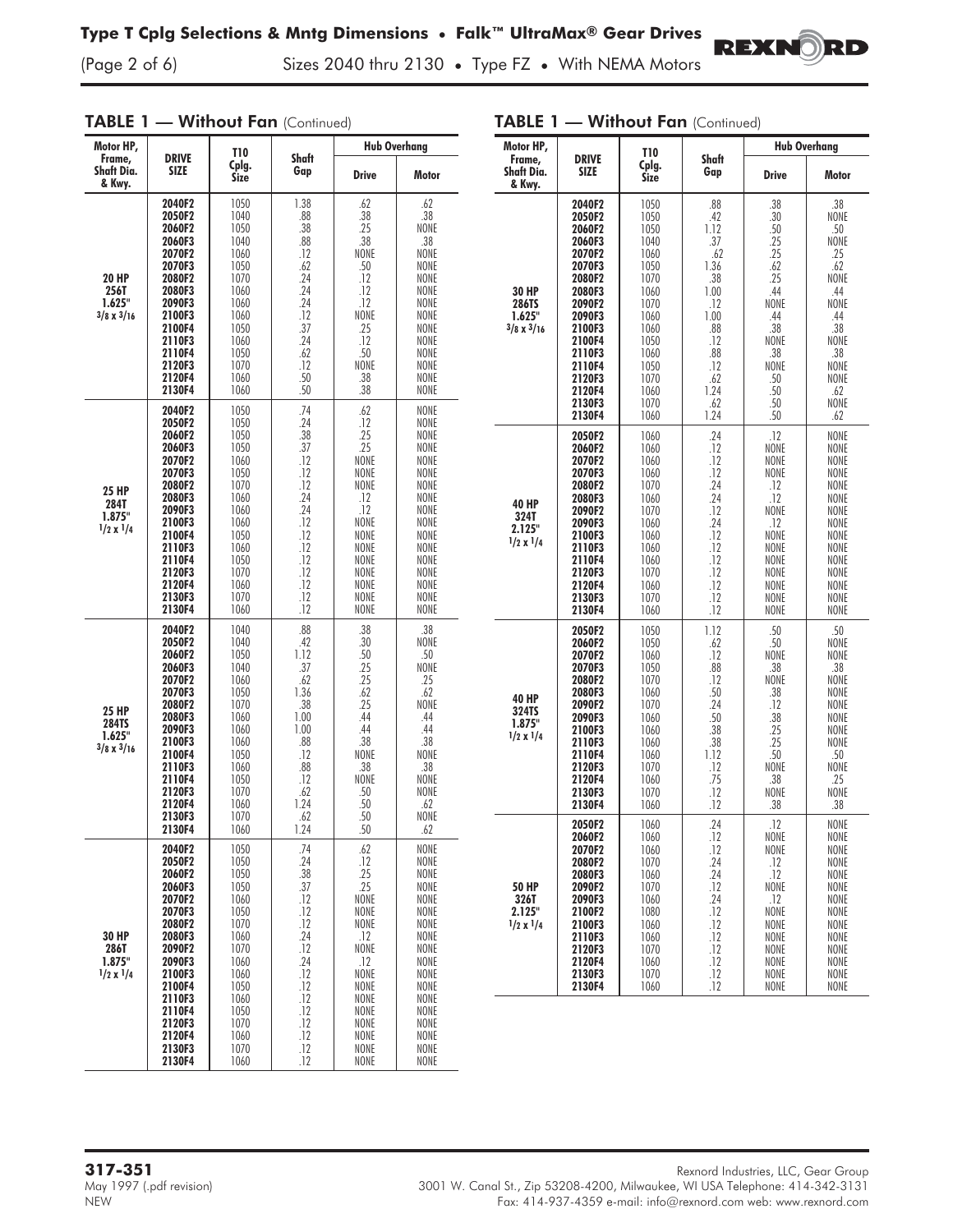## TABLE 1 — Without Fan (Continued)

| Motor HP, Frame, Shaft Dia. & Kwy. | DRIVE SIZE | T10 Cplg. Size | Shaft Gap | Hub Overhang | |
|---|---|---|---|---|---|
| | | | | Drive | Motor |
| 20 HP 256T 1.625" 3/8 x 3/16 | 2040F2 | 1050 | 1.38 | .62 | .62 |
| | 2050F2 | 1040 | .88 | .38 | .38 |
| | 2060F2 | 1050 | .38 | .25 | NONE |
| | 2060F3 | 1040 | .88 | .38 | .38 |
| | 2070F2 | 1060 | .12 | NONE | NONE |
| | 2070F3 | 1050 | .62 | .50 | NONE |
| | 2080F2 | 1070 | .24 | .12 | NONE |
| | 2080F3 | 1060 | .24 | .12 | NONE |
| | 2090F3 | 1060 | .24 | .12 | NONE |
| | 2100F3 | 1060 | .12 | NONE | NONE |
| | 2100F4 | 1050 | .37 | .25 | NONE |
| | 2110F3 | 1060 | .24 | .12 | NONE |
| | 2110F4 | 1050 | .62 | .50 | NONE |
| | 2120F3 | 1070 | .12 | NONE | NONE |
| | 2120F4 | 1060 | .50 | .38 | NONE |
| | 2130F4 | 1060 | .50 | .38 | NONE |
| 25 HP 284T 1.875" 1/2 x 1/4 | 2040F2 | 1050 | .74 | .62 | NONE |
| | 2050F2 | 1050 | .24 | .12 | NONE |
| | 2060F2 | 1050 | .38 | .25 | NONE |
| | 2060F3 | 1050 | .37 | .25 | NONE |
| | 2070F2 | 1060 | .12 | NONE | NONE |
| | 2070F3 | 1050 | .12 | NONE | NONE |
| | 2080F2 | 1070 | .12 | NONE | NONE |
| | 2080F3 | 1060 | .24 | .12 | NONE |
| | 2090F3 | 1060 | .24 | .12 | NONE |
| | 2100F3 | 1060 | .12 | NONE | NONE |
| | 2100F4 | 1050 | .12 | NONE | NONE |
| | 2110F3 | 1060 | .12 | NONE | NONE |
| | 2110F4 | 1050 | .12 | NONE | NONE |
| | 2120F3 | 1070 | .12 | NONE | NONE |
| | 2120F4 | 1060 | .12 | NONE | NONE |
| | 2130F3 | 1070 | .12 | NONE | NONE |
| | 2130F4 | 1060 | .12 | NONE | NONE |
| 25 HP 284TS 1.625" 3/8 x 3/16 | 2040F2 | 1040 | .88 | .38 | .38 |
| | 2050F2 | 1040 | .42 | .30 | NONE |
| | 2060F2 | 1050 | 1.12 | .50 | .50 |
| | 2060F3 | 1040 | .37 | .25 | NONE |
| | 2070F2 | 1060 | .62 | .25 | .25 |
| | 2070F3 | 1050 | 1.36 | .62 | .62 |
| | 2080F2 | 1070 | .38 | .25 | NONE |
| | 2080F3 | 1060 | 1.00 | .44 | .44 |
| | 2090F3 | 1060 | 1.00 | .44 | .44 |
| | 2100F3 | 1060 | .88 | .38 | .38 |
| | 2100F4 | 1050 | .12 | NONE | NONE |
| | 2110F3 | 1060 | .88 | .38 | .38 |
| | 2110F4 | 1050 | .12 | NONE | NONE |
| | 2120F3 | 1070 | .62 | .50 | NONE |
| | 2120F4 | 1060 | 1.24 | .50 | .62 |
| | 2130F3 | 1070 | .62 | .50 | NONE |
| | 2130F4 | 1060 | 1.24 | .50 | .62 |
| 30 HP 286T 1.875" 1/2 x 1/4 | 2040F2 | 1050 | .74 | .62 | NONE |
| | 2050F2 | 1050 | .24 | .12 | NONE |
| | 2060F2 | 1050 | .38 | .25 | NONE |
| | 2060F3 | 1050 | .37 | .25 | NONE |
| | 2070F2 | 1060 | .12 | NONE | NONE |
| | 2070F3 | 1050 | .12 | NONE | NONE |
| | 2080F2 | 1070 | .12 | NONE | NONE |
| | 2080F3 | 1060 | .24 | .12 | NONE |
| | 2090F2 | 1070 | .12 | NONE | NONE |
| | 2090F3 | 1060 | .24 | .12 | NONE |
| | 2100F3 | 1060 | .12 | NONE | NONE |
| | 2100F4 | 1050 | .12 | NONE | NONE |
| | 2110F3 | 1060 | .12 | NONE | NONE |
| | 2110F4 | 1050 | .12 | NONE | NONE |
| | 2120F3 | 1070 | .12 | NONE | NONE |
| | 2120F4 | 1060 | .12 | NONE | NONE |
| | 2130F3 | 1070 | .12 | NONE | NONE |
| | 2130F4 | 1060 | .12 | NONE | NONE |
| 30 HP 286TS 1.625" 3/8 x 3/16 | 2040F2 | 1050 | .88 | .38 | .38 |
| | 2050F2 | 1050 | .42 | .30 | NONE |
| | 2060F2 | 1050 | 1.12 | .50 | .50 |
| | 2060F3 | 1040 | .37 | .25 | NONE |
| | 2070F2 | 1060 | .62 | .25 | .25 |
| | 2070F3 | 1050 | 1.36 | .62 | .62 |
| | 2080F2 | 1070 | .38 | .25 | NONE |
| | 2080F3 | 1060 | 1.00 | .44 | .44 |
| | 2090F2 | 1070 | .12 | NONE | NONE |
| | 2090F3 | 1060 | 1.00 | .44 | .44 |
| | 2100F3 | 1060 | .88 | .38 | .38 |
| | 2100F4 | 1050 | .12 | NONE | NONE |
| | 2110F3 | 1060 | .88 | .38 | .38 |
| | 2110F4 | 1050 | .12 | NONE | NONE |
| | 2120F3 | 1070 | .62 | .50 | NONE |
| | 2120F4 | 1060 | 1.24 | .50 | .62 |
| | 2130F3 | 1070 | .62 | .50 | NONE |
| | 2130F4 | 1060 | 1.24 | .50 | .62 |
| 40 HP 324T 2.125" 1/2 x 1/4 | 2050F2 | 1060 | .24 | .12 | NONE |
| | 2060F2 | 1060 | .12 | NONE | NONE |
| | 2070F2 | 1060 | .12 | NONE | NONE |
| | 2070F3 | 1060 | .12 | NONE | NONE |
| | 2080F2 | 1070 | .24 | .12 | NONE |
| | 2080F3 | 1060 | .24 | .12 | NONE |
| | 2090F2 | 1070 | .12 | NONE | NONE |
| | 2090F3 | 1060 | .24 | .12 | NONE |
| | 2100F3 | 1060 | .12 | NONE | NONE |
| | 2110F3 | 1060 | .12 | NONE | NONE |
| | 2110F4 | 1060 | .12 | NONE | NONE |
| | 2120F3 | 1070 | .12 | NONE | NONE |
| | 2120F4 | 1060 | .12 | NONE | NONE |
| | 2130F3 | 1070 | .12 | NONE | NONE |
| | 2130F4 | 1060 | .12 | NONE | NONE |
| 40 HP 324TS 1.875" 1/2 x 1/4 | 2050F2 | 1050 | 1.12 | .50 | .50 |
| | 2060F2 | 1050 | .62 | .50 | NONE |
| | 2070F2 | 1060 | .12 | NONE | NONE |
| | 2070F3 | 1050 | .88 | .38 | .38 |
| | 2080F2 | 1070 | .12 | NONE | NONE |
| | 2080F3 | 1060 | .50 | .38 | NONE |
| | 2090F2 | 1070 | .24 | .12 | NONE |
| | 2090F3 | 1060 | .50 | .38 | NONE |
| | 2100F3 | 1060 | .38 | .25 | NONE |
| | 2110F3 | 1060 | .38 | .25 | NONE |
| | 2110F4 | 1060 | 1.12 | .50 | .50 |
| | 2120F3 | 1070 | .12 | NONE | NONE |
| | 2120F4 | 1060 | .75 | .38 | .25 |
| | 2130F3 | 1070 | .12 | NONE | NONE |
| | 2130F4 | 1060 | .12 | .38 | .38 |
| 50 HP 326T 2.125" 1/2 x 1/4 | 2050F2 | 1060 | .24 | .12 | NONE |
| | 2060F2 | 1060 | .12 | NONE | NONE |
| | 2070F2 | 1060 | .12 | NONE | NONE |
| | 2080F2 | 1070 | .24 | .12 | NONE |
| | 2080F3 | 1060 | .24 | .12 | NONE |
| | 2090F2 | 1070 | .12 | NONE | NONE |
| | 2090F3 | 1060 | .24 | .12 | NONE |
| | 2100F2 | 1080 | .12 | NONE | NONE |
| | 2100F3 | 1060 | .12 | NONE | NONE |
| | 2110F3 | 1060 | .12 | NONE | NONE |
| | 2120F3 | 1070 | .12 | NONE | NONE |
| | 2120F4 | 1060 | .12 | NONE | NONE |
| | 2130F3 | 1070 | .12 | NONE | NONE |
| | 2130F4 | 1060 | .12 | NONE | NONE |

**317-351**
May 1997 (.pdf revision)
NEW

Rexnord Industries, LLC, Gear Group
3001 W. Canal St., Zip 53208-4200, Milwaukee, WI USA Telephone: 414-342-3131
Fax: 414-937-4359 e-mail: info@rexnord.com web: www.rexnord.com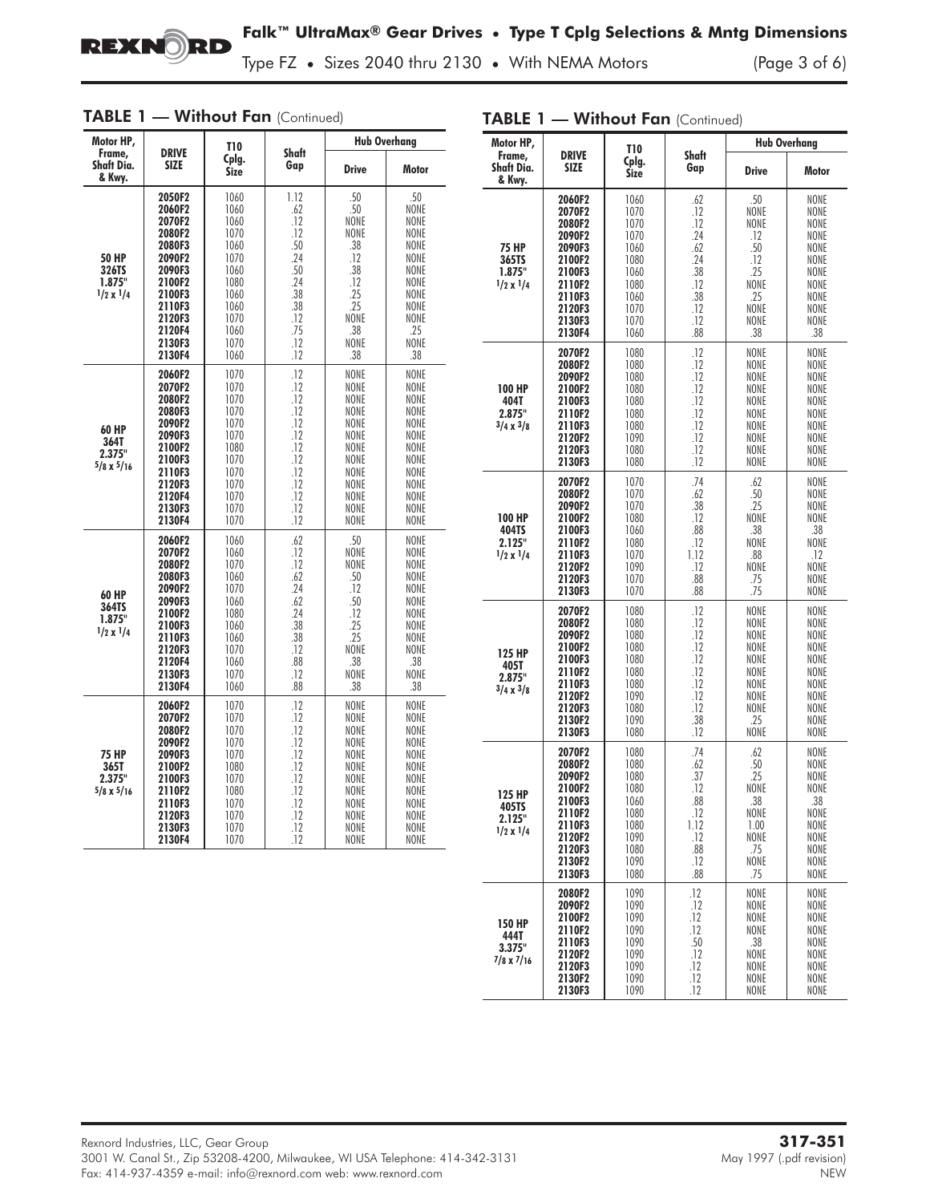## TABLE 1 — Without Fan (Continued)

| Motor HP, Frame, Shaft Dia. & Kwy. | DRIVE SIZE | T10 Cplg. Size | Shaft Gap | Hub Overhang | |
|---|---|---|---|---|---|
| | | | | Drive | Motor |
| 50 HP 326TS 1.875" 1/2 x 1/4 | 2050F2 | 1060 | 1.12 | .50 | .50 |
| | 2060F2 | 1060 | .62 | .50 | NONE |
| | 2070F2 | 1060 | .12 | NONE | NONE |
| | 2080F2 | 1070 | .12 | NONE | NONE |
| | 2080F3 | 1060 | .50 | .38 | NONE |
| | 2090F2 | 1070 | .24 | .12 | NONE |
| | 2090F3 | 1060 | .50 | .38 | NONE |
| | 2100F2 | 1080 | .24 | .12 | NONE |
| | 2100F3 | 1060 | .38 | .25 | NONE |
| | 2110F3 | 1060 | .38 | .25 | NONE |
| | 2120F3 | 1070 | .12 | NONE | NONE |
| | 2120F4 | 1060 | .75 | .38 | .25 |
| | 2130F3 | 1070 | .12 | NONE | NONE |
| | 2130F4 | 1060 | .12 | .38 | .38 |
| 60 HP 364T 2.375" 5/8 x 5/16 | 2060F2 | 1070 | .12 | NONE | NONE |
| | 2070F2 | 1070 | .12 | NONE | NONE |
| | 2080F2 | 1070 | .12 | NONE | NONE |
| | 2080F3 | 1070 | .12 | NONE | NONE |
| | 2090F2 | 1070 | .12 | NONE | NONE |
| | 2090F3 | 1070 | .12 | NONE | NONE |
| | 2100F2 | 1080 | .12 | NONE | NONE |
| | 2100F3 | 1070 | .12 | NONE | NONE |
| | 2110F3 | 1070 | .12 | NONE | NONE |
| | 2120F3 | 1070 | .12 | NONE | NONE |
| | 2120F4 | 1070 | .12 | NONE | NONE |
| | 2130F3 | 1070 | .12 | NONE | NONE |
| | 2130F4 | 1070 | .12 | NONE | NONE |
| 60 HP 364TS 1.875" 1/2 x 1/4 | 2060F2 | 1060 | .62 | .50 | NONE |
| | 2070F2 | 1060 | .12 | NONE | NONE |
| | 2080F2 | 1070 | .12 | NONE | NONE |
| | 2080F3 | 1060 | .62 | .50 | NONE |
| | 2090F2 | 1070 | .24 | .12 | NONE |
| | 2090F3 | 1060 | .62 | .50 | NONE |
| | 2100F2 | 1080 | .24 | .12 | NONE |
| | 2100F3 | 1060 | .38 | .25 | NONE |
| | 2110F3 | 1060 | .38 | .25 | NONE |
| | 2120F3 | 1070 | .12 | NONE | NONE |
| | 2120F4 | 1060 | .88 | .38 | .38 |
| | 2130F3 | 1070 | .12 | NONE | NONE |
| | 2130F4 | 1060 | .88 | .38 | .38 |
| 75 HP 365T 2.375" 5/8 x 5/16 | 2060F2 | 1070 | .12 | NONE | NONE |
| | 2070F2 | 1070 | .12 | NONE | NONE |
| | 2080F2 | 1070 | .12 | NONE | NONE |
| | 2090F2 | 1070 | .12 | NONE | NONE |
| | 2090F3 | 1070 | .12 | NONE | NONE |
| | 2100F2 | 1080 | .12 | NONE | NONE |
| | 2100F3 | 1070 | .12 | NONE | NONE |
| | 2110F2 | 1080 | .12 | NONE | NONE |
| | 2110F3 | 1070 | .12 | NONE | NONE |
| | 2120F3 | 1070 | .12 | NONE | NONE |
| | 2130F3 | 1070 | .12 | NONE | NONE |
| | 2130F4 | 1070 | .12 | NONE | NONE |

## TABLE 1 — Without Fan (Continued)

| Motor HP, Frame, Shaft Dia. & Kwy. | DRIVE SIZE | T10 Cplg. Size | Shaft Gap | Hub Overhang | |
|---|---|---|---|---|---|
| | | | | Drive | Motor |
| 75 HP 365TS 1.875" 1/2 x 1/4 | 2060F2 | 1060 | .62 | .50 | NONE |
| | 2070F2 | 1070 | .12 | NONE | NONE |
| | 2080F2 | 1070 | .12 | NONE | NONE |
| | 2090F2 | 1070 | .24 | .12 | NONE |
| | 2090F3 | 1060 | .62 | .50 | NONE |
| | 2100F2 | 1080 | .24 | .12 | NONE |
| | 2100F3 | 1060 | .38 | .25 | NONE |
| | 2110F2 | 1080 | .12 | NONE | NONE |
| | 2110F3 | 1060 | .38 | .25 | NONE |
| | 2120F3 | 1070 | .12 | NONE | NONE |
| | 2130F3 | 1070 | .12 | NONE | NONE |
| | 2130F4 | 1060 | .88 | .38 | .38 |
| 100 HP 404T 2.875" 3/4 x 3/8 | 2070F2 | 1080 | .12 | NONE | NONE |
| | 2080F2 | 1080 | .12 | NONE | NONE |
| | 2090F2 | 1080 | .12 | NONE | NONE |
| | 2100F2 | 1080 | .12 | NONE | NONE |
| | 2100F3 | 1080 | .12 | NONE | NONE |
| | 2110F2 | 1080 | .12 | NONE | NONE |
| | 2110F3 | 1080 | .12 | NONE | NONE |
| | 2120F2 | 1090 | .12 | NONE | NONE |
| | 2120F3 | 1080 | .12 | NONE | NONE |
| | 2130F3 | 1080 | .12 | NONE | NONE |
| 100 HP 404TS 2.125" 1/2 x 1/4 | 2070F2 | 1070 | .74 | .62 | NONE |
| | 2080F2 | 1070 | .62 | .50 | NONE |
| | 2090F2 | 1070 | .38 | .25 | NONE |
| | 2100F2 | 1080 | .12 | NONE | NONE |
| | 2100F3 | 1060 | .88 | .38 | .38 |
| | 2110F2 | 1080 | .12 | NONE | NONE |
| | 2110F3 | 1070 | 1.12 | .88 | .12 |
| | 2120F2 | 1090 | .12 | NONE | NONE |
| | 2120F3 | 1070 | .88 | .75 | NONE |
| | 2130F3 | 1070 | .88 | .75 | NONE |
| 125 HP 405T 2.875" 3/4 x 3/8 | 2070F2 | 1080 | .12 | NONE | NONE |
| | 2080F2 | 1080 | .12 | NONE | NONE |
| | 2090F2 | 1080 | .12 | NONE | NONE |
| | 2100F2 | 1080 | .12 | NONE | NONE |
| | 2100F3 | 1080 | .12 | NONE | NONE |
| | 2110F2 | 1080 | .12 | NONE | NONE |
| | 2110F3 | 1080 | .12 | NONE | NONE |
| | 2120F2 | 1090 | .12 | NONE | NONE |
| | 2120F3 | 1080 | .12 | NONE | NONE |
| | 2130F2 | 1090 | .38 | .25 | NONE |
| | 2130F3 | 1080 | .12 | NONE | NONE |
| 125 HP 405TS 2.125" 1/2 x 1/4 | 2070F2 | 1080 | .74 | .62 | NONE |
| | 2080F2 | 1080 | .62 | .50 | NONE |
| | 2090F2 | 1080 | .37 | .25 | NONE |
| | 2100F2 | 1080 | .12 | NONE | NONE |
| | 2100F3 | 1060 | .88 | .38 | .38 |
| | 2110F2 | 1080 | .12 | NONE | NONE |
| | 2110F3 | 1080 | 1.12 | 1.00 | NONE |
| | 2120F2 | 1090 | .12 | NONE | NONE |
| | 2120F3 | 1080 | .88 | .75 | NONE |
| | 2130F2 | 1090 | .12 | NONE | NONE |
| | 2130F3 | 1080 | .88 | .75 | NONE |
| 150 HP 444T 3.375" 7/8 x 7/16 | 2080F2 | 1090 | .12 | NONE | NONE |
| | 2090F2 | 1090 | .12 | NONE | NONE |
| | 2100F2 | 1090 | .12 | NONE | NONE |
| | 2110F2 | 1090 | .12 | NONE | NONE |
| | 2110F3 | 1090 | .50 | .38 | NONE |
| | 2120F2 | 1090 | .12 | NONE | NONE |
| | 2120F3 | 1090 | .12 | NONE | NONE |
| | 2130F2 | 1090 | .12 | NONE | NONE |
| | 2130F3 | 1090 | .12 | NONE | NONE |

Rexnord Industries, LLC, Gear Group
3001 W. Canal St., Zip 53208-4200, Milwaukee, WI USA Telephone: 414-342-3131
Fax: 414-937-4359 e-mail: info@rexnord.com web: www.rexnord.com

**317-351**
May 1997 (.pdf revision)
NEW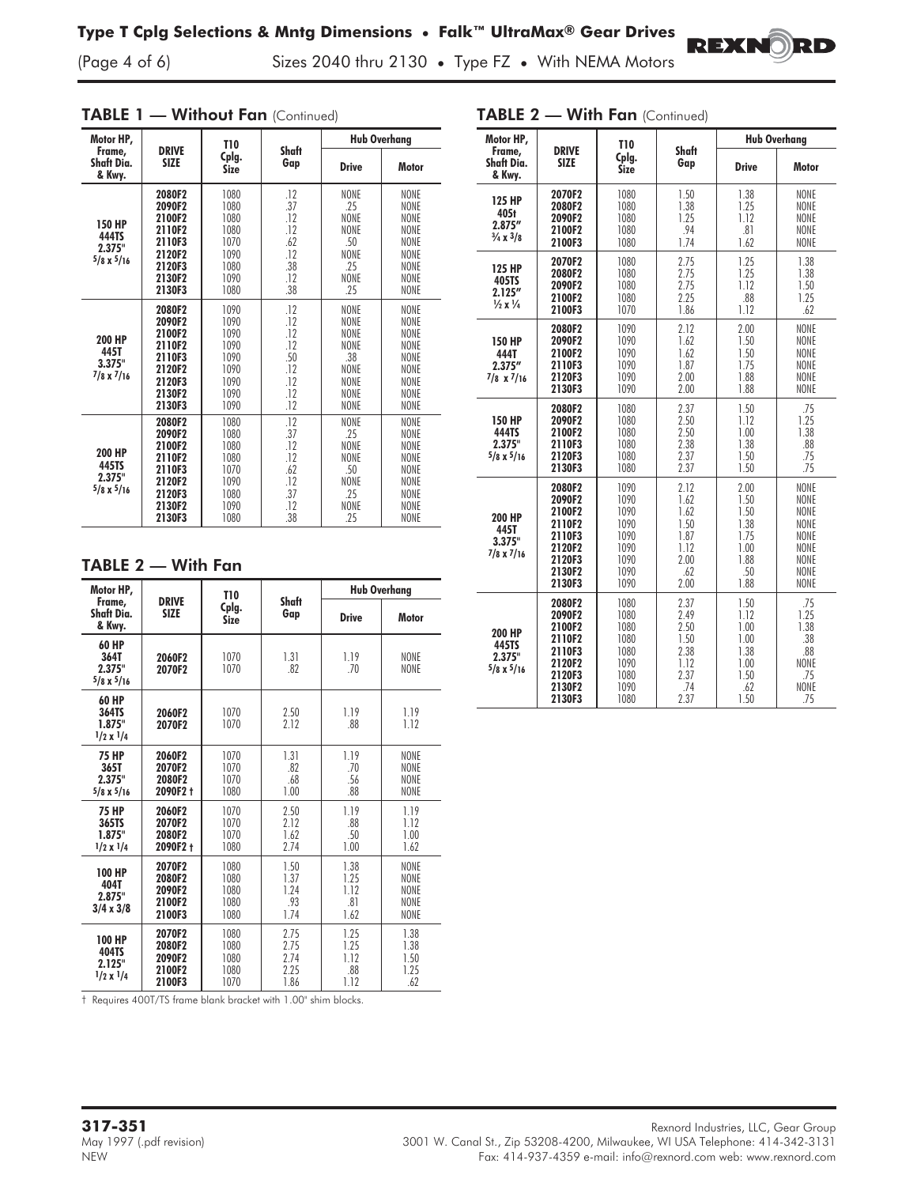## TABLE 1 — Without Fan (Continued)

| Motor HP, Frame, Shaft Dia. & Kwy. | DRIVE SIZE | T10 Cplg. Size | Shaft Gap | Hub Overhang | |
|---|---|---|---|---|---|
| | | | | Drive | Motor |
| 150 HP 444TS 2.375" 5/8 x 5/16 | 2080F2 | 1080 | .12 | NONE | NONE |
| | 2090F2 | 1080 | .37 | .25 | NONE |
| | 2100F2 | 1080 | .12 | NONE | NONE |
| | 2110F2 | 1080 | .12 | NONE | NONE |
| | 2110F3 | 1070 | .62 | .50 | NONE |
| | 2120F2 | 1090 | .12 | NONE | NONE |
| | 2120F3 | 1080 | .38 | .25 | NONE |
| | 2130F2 | 1090 | .12 | NONE | NONE |
| | 2130F3 | 1080 | .38 | .25 | NONE |
| 200 HP 445T 3.375" 7/8 x 7/16 | 2080F2 | 1090 | .12 | NONE | NONE |
| | 2090F2 | 1090 | .12 | NONE | NONE |
| | 2100F2 | 1090 | .12 | NONE | NONE |
| | 2110F2 | 1090 | .12 | NONE | NONE |
| | 2110F3 | 1090 | .50 | .38 | NONE |
| | 2120F2 | 1090 | .12 | NONE | NONE |
| | 2120F3 | 1090 | .12 | NONE | NONE |
| | 2130F2 | 1090 | .12 | NONE | NONE |
| | 2130F3 | 1090 | .12 | NONE | NONE |
| 200 HP 445TS 2.375" 5/8 x 5/16 | 2080F2 | 1080 | .12 | NONE | NONE |
| | 2090F2 | 1080 | .37 | .25 | NONE |
| | 2100F2 | 1080 | .12 | NONE | NONE |
| | 2110F2 | 1080 | .12 | NONE | NONE |
| | 2110F3 | 1070 | .62 | .50 | NONE |
| | 2120F2 | 1090 | .12 | NONE | NONE |
| | 2120F3 | 1080 | .37 | .25 | NONE |
| | 2130F2 | 1090 | .12 | NONE | NONE |
| | 2130F3 | 1080 | .38 | .25 | NONE |

## TABLE 2 — With Fan

| Motor HP, Frame, Shaft Dia. & Kwy. | DRIVE SIZE | T10 Cplg. Size | Shaft Gap | Hub Overhang | |
|---|---|---|---|---|---|
| | | | | Drive | Motor |
| 60 HP 364T 2.375" 5/8 x 5/16 | 2060F2 | 1070 | 1.31 | 1.19 | NONE |
| | 2070F2 | 1070 | .82 | .70 | NONE |
| 60 HP 364TS 1.875" 1/2 x 1/4 | 2060F2 | 1070 | 2.50 | 1.19 | 1.19 |
| | 2070F2 | 1070 | 2.12 | .88 | 1.12 |
| 75 HP 365T 2.375" 5/8 x 5/16 | 2060F2 | 1070 | 1.31 | 1.19 | NONE |
| | 2070F2 | 1070 | .82 | .70 | NONE |
| | 2080F2 | 1070 | .68 | .56 | NONE |
| | 2090F2 † | 1080 | 1.00 | .88 | NONE |
| 75 HP 365TS 1.875" 1/2 x 1/4 | 2060F2 | 1070 | 2.50 | 1.19 | 1.19 |
| | 2070F2 | 1070 | 2.12 | .88 | 1.12 |
| | 2080F2 | 1070 | 1.62 | .50 | 1.00 |
| | 2090F2 † | 1080 | 2.74 | 1.00 | 1.62 |
| 100 HP 404T 2.875" 3/4 x 3/8 | 2070F2 | 1080 | 1.50 | 1.38 | NONE |
| | 2080F2 | 1080 | 1.37 | 1.25 | NONE |
| | 2090F2 | 1080 | 1.24 | 1.12 | NONE |
| | 2100F2 | 1080 | .93 | .81 | NONE |
| | 2100F3 | 1080 | 1.74 | 1.62 | NONE |
| 100 HP 404TS 2.125" 1/2 x 1/4 | 2070F2 | 1080 | 2.75 | 1.25 | 1.38 |
| | 2080F2 | 1080 | 2.75 | 1.25 | 1.38 |
| | 2090F2 | 1080 | 2.74 | 1.12 | 1.50 |
| | 2100F2 | 1080 | 2.25 | .88 | 1.25 |
| | 2100F3 | 1070 | 1.86 | 1.12 | .62 |

† Requires 400T/TS frame blank bracket with 1.00" shim blocks.

## TABLE 2 — With Fan (Continued)

| Motor HP, Frame, Shaft Dia. & Kwy. | DRIVE SIZE | T10 Cplg. Size | Shaft Gap | Hub Overhang | |
|---|---|---|---|---|---|
| | | | | Drive | Motor |
| 125 HP 405t 2.875" 3/4 x 3/8 | 2070F2 | 1080 | 1.50 | 1.38 | NONE |
| | 2080F2 | 1080 | 1.38 | 1.25 | NONE |
| | 2090F2 | 1080 | 1.25 | 1.12 | NONE |
| | 2100F2 | 1080 | .94 | .81 | NONE |
| | 2100F3 | 1080 | 1.74 | 1.62 | NONE |
| 125 HP 405TS 2.125" 1/2 x 1/4 | 2070F2 | 1080 | 2.75 | 1.25 | 1.38 |
| | 2080F2 | 1080 | 2.75 | 1.25 | 1.38 |
| | 2090F2 | 1080 | 2.75 | 1.12 | 1.50 |
| | 2100F2 | 1080 | 2.25 | .88 | 1.25 |
| | 2100F3 | 1070 | 1.86 | 1.12 | .62 |
| 150 HP 444T 2.375" 7/8 x 7/16 | 2080F2 | 1090 | 2.12 | 2.00 | NONE |
| | 2090F2 | 1090 | 1.62 | 1.50 | NONE |
| | 2100F2 | 1090 | 1.62 | 1.50 | NONE |
| | 2110F3 | 1090 | 1.87 | 1.75 | NONE |
| | 2120F3 | 1090 | 2.00 | 1.88 | NONE |
| | 2130F3 | 1090 | 2.00 | 1.88 | NONE |
| 150 HP 444TS 2.375" 5/8 x 5/16 | 2080F2 | 1080 | 2.37 | 1.50 | .75 |
| | 2090F2 | 1080 | 2.50 | 1.12 | 1.25 |
| | 2100F2 | 1080 | 2.50 | 1.00 | 1.38 |
| | 2110F3 | 1080 | 2.38 | 1.38 | .88 |
| | 2120F3 | 1080 | 2.37 | 1.50 | .75 |
| | 2130F3 | 1080 | 2.37 | 1.50 | .75 |
| 200 HP 445T 3.375" 7/8 x 7/16 | 2080F2 | 1090 | 2.12 | 2.00 | NONE |
| | 2090F2 | 1090 | 1.62 | 1.50 | NONE |
| | 2100F2 | 1090 | 1.62 | 1.50 | NONE |
| | 2110F2 | 1090 | 1.50 | 1.38 | NONE |
| | 2110F3 | 1090 | 1.87 | 1.75 | NONE |
| | 2120F2 | 1090 | 1.12 | 1.00 | NONE |
| | 2120F3 | 1090 | 2.00 | 1.88 | NONE |
| | 2130F2 | 1090 | .62 | .50 | NONE |
| | 2130F3 | 1090 | 2.00 | 1.88 | NONE |
| 200 HP 445TS 2.375" 5/8 x 5/16 | 2080F2 | 1080 | 2.37 | 1.50 | .75 |
| | 2090F2 | 1080 | 2.49 | 1.12 | 1.25 |
| | 2100F2 | 1080 | 2.50 | 1.00 | 1.38 |
| | 2110F2 | 1080 | 1.50 | 1.00 | .38 |
| | 2110F3 | 1080 | 2.38 | 1.38 | .88 |
| | 2120F2 | 1090 | 1.12 | 1.00 | NONE |
| | 2120F3 | 1080 | 2.37 | 1.50 | .75 |
| | 2130F2 | 1090 | .74 | .62 | NONE |
| | 2130F3 | 1080 | 2.37 | 1.50 | .75 |

**317-351**
May 1997 (.pdf revision)
NEW

Rexnord Industries, LLC, Gear Group
3001 W. Canal St., Zip 53208-4200, Milwaukee, WI USA Telephone: 414-342-3131
Fax: 414-937-4359 e-mail: info@rexnord.com web: www.rexnord.com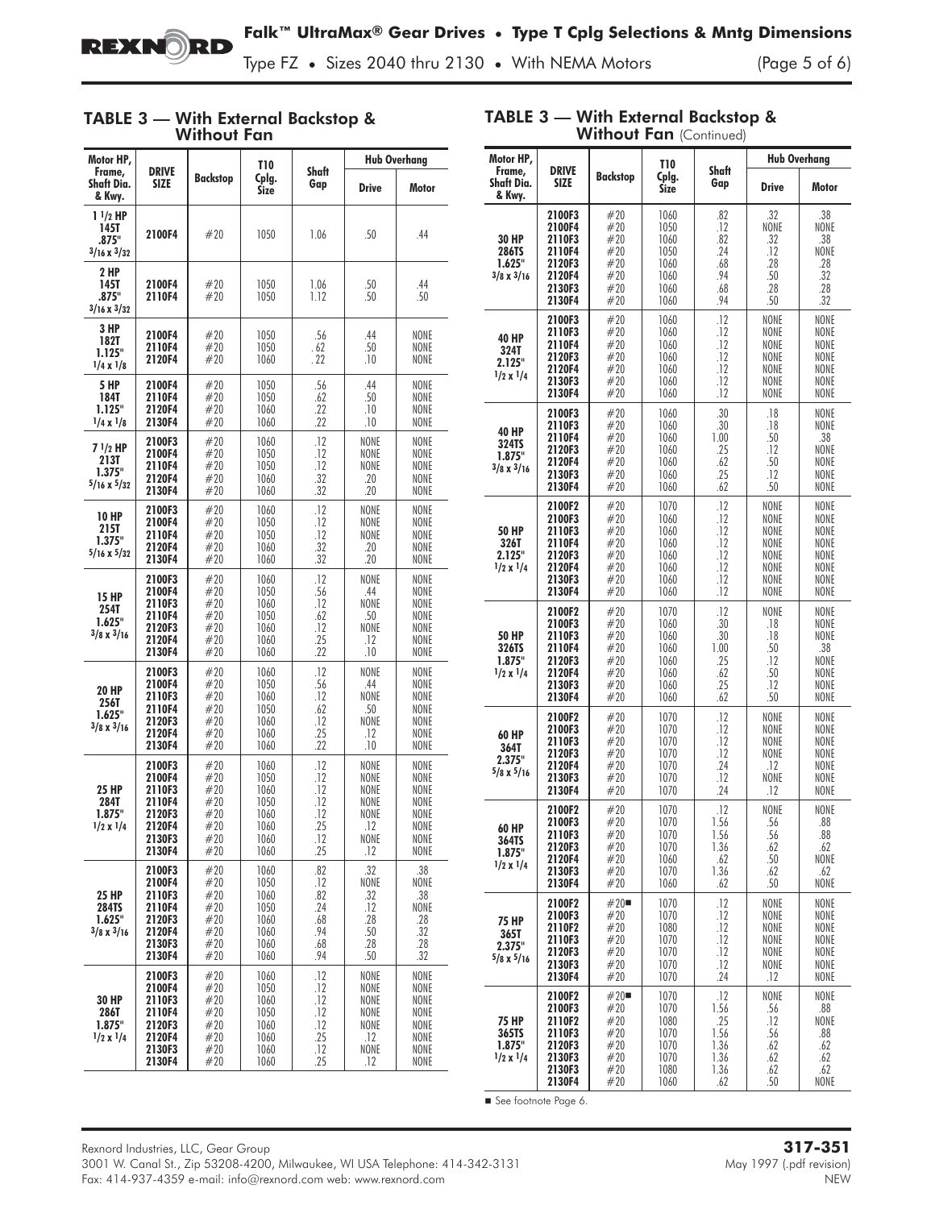## TABLE 3 — With External Backstop & Without Fan

| Motor HP, Frame, Shaft Dia. & Kwy. | DRIVE SIZE | Backstop | T10 Cplg. Size | Shaft Gap | Hub Overhang | |
|---|---|---|---|---|---|---|
| | | | | | Drive | Motor |
| 1 1/2 HP 145T .875" 3/16 x 3/32 | 2100F4 | #20 | 1050 | 1.06 | .50 | .44 |
| 2 HP 145T .875" 3/16 x 3/32 | 2100F4 | #20 | 1050 | 1.06 | .50 | .44 |
| | 2110F4 | #20 | 1050 | 1.12 | .50 | .50 |
| 3 HP 182T 1.125" 1/4 x 1/8 | 2100F4 | #20 | 1050 | .56 | .44 | NONE |
| | 2110F4 | #20 | 1050 | .62 | .50 | NONE |
| | 2120F4 | #20 | 1060 | .22 | .10 | NONE |
| 5 HP 184T 1.125" 1/4 x 1/8 | 2100F4 | #20 | 1050 | .56 | .44 | NONE |
| | 2110F4 | #20 | 1050 | .62 | .50 | NONE |
| | 2120F4 | #20 | 1060 | .22 | .10 | NONE |
| | 2130F4 | #20 | 1060 | .22 | .10 | NONE |
| 7 1/2 HP 213T 1.375" 5/16 x 5/32 | 2100F3 | #20 | 1060 | .12 | NONE | NONE |
| | 2100F4 | #20 | 1050 | .12 | NONE | NONE |
| | 2110F4 | #20 | 1050 | .12 | NONE | NONE |
| | 2120F4 | #20 | 1060 | .32 | .20 | NONE |
| | 2130F4 | #20 | 1060 | .32 | .20 | NONE |
| 10 HP 215T 1.375" 5/16 x 5/32 | 2100F3 | #20 | 1060 | .12 | NONE | NONE |
| | 2100F4 | #20 | 1050 | .12 | NONE | NONE |
| | 2110F4 | #20 | 1050 | .12 | NONE | NONE |
| | 2120F4 | #20 | 1060 | .32 | .20 | NONE |
| | 2130F4 | #20 | 1060 | .32 | .20 | NONE |
| 15 HP 254T 1.625" 3/8 x 3/16 | 2100F3 | #20 | 1060 | .12 | NONE | NONE |
| | 2100F4 | #20 | 1050 | .56 | .44 | NONE |
| | 2110F3 | #20 | 1060 | .12 | NONE | NONE |
| | 2110F4 | #20 | 1050 | .62 | .50 | NONE |
| | 2120F3 | #20 | 1060 | .12 | NONE | NONE |
| | 2120F4 | #20 | 1060 | .25 | .12 | NONE |
| | 2130F4 | #20 | 1060 | .22 | .10 | NONE |
| 20 HP 256T 1.625" 3/8 x 3/16 | 2100F3 | #20 | 1060 | .12 | NONE | NONE |
| | 2100F4 | #20 | 1050 | .56 | .44 | NONE |
| | 2110F3 | #20 | 1060 | .12 | NONE | NONE |
| | 2110F4 | #20 | 1050 | .62 | .50 | NONE |
| | 2120F3 | #20 | 1060 | .12 | NONE | NONE |
| | 2120F4 | #20 | 1060 | .25 | .12 | NONE |
| | 2130F4 | #20 | 1060 | .22 | .10 | NONE |
| 25 HP 284T 1.875" 1/2 x 1/4 | 2100F3 | #20 | 1060 | .12 | NONE | NONE |
| | 2100F4 | #20 | 1050 | .12 | NONE | NONE |
| | 2110F3 | #20 | 1060 | .12 | NONE | NONE |
| | 2110F4 | #20 | 1050 | .12 | NONE | NONE |
| | 2120F3 | #20 | 1060 | .12 | NONE | NONE |
| | 2120F4 | #20 | 1060 | .25 | .12 | NONE |
| | 2130F3 | #20 | 1060 | .12 | NONE | NONE |
| | 2130F4 | #20 | 1060 | .25 | .12 | NONE |
| 25 HP 284TS 1.625" 3/8 x 3/16 | 2100F3 | #20 | 1060 | .82 | .32 | .38 |
| | 2100F4 | #20 | 1050 | .12 | NONE | NONE |
| | 2110F3 | #20 | 1060 | .82 | .32 | .38 |
| | 2110F4 | #20 | 1050 | .24 | .12 | NONE |
| | 2120F3 | #20 | 1060 | .68 | .28 | .28 |
| | 2120F4 | #20 | 1060 | .94 | .50 | .32 |
| | 2130F3 | #20 | 1060 | .68 | .28 | .28 |
| | 2130F4 | #20 | 1060 | .94 | .50 | .32 |
| 30 HP 286T 1.875" 1/2 x 1/4 | 2100F3 | #20 | 1060 | .12 | NONE | NONE |
| | 2100F4 | #20 | 1050 | .12 | NONE | NONE |
| | 2110F3 | #20 | 1060 | .12 | NONE | NONE |
| | 2110F4 | #20 | 1050 | .12 | NONE | NONE |
| | 2120F3 | #20 | 1060 | .12 | NONE | NONE |
| | 2120F4 | #20 | 1060 | .25 | .12 | NONE |
| | 2130F3 | #20 | 1060 | .12 | NONE | NONE |
| | 2130F4 | #20 | 1060 | .25 | .12 | NONE |
| 30 HP 286TS 1.625" 3/8 x 3/16 | 2100F3 | #20 | 1060 | .82 | .32 | .38 |
| | 2100F4 | #20 | 1050 | .12 | NONE | NONE |
| | 2110F3 | #20 | 1060 | .82 | .32 | .38 |
| | 2110F4 | #20 | 1050 | .24 | .12 | NONE |
| | 2120F3 | #20 | 1060 | .68 | .28 | .28 |
| | 2120F4 | #20 | 1060 | .94 | .50 | .32 |
| | 2130F3 | #20 | 1060 | .68 | .28 | .28 |
| | 2130F4 | #20 | 1060 | .94 | .50 | .32 |
| 40 HP 324T 2.125" 1/2 x 1/4 | 2100F3 | #20 | 1060 | .12 | NONE | NONE |
| | 2110F3 | #20 | 1060 | .12 | NONE | NONE |
| | 2110F4 | #20 | 1060 | .12 | NONE | NONE |
| | 2120F3 | #20 | 1060 | .12 | NONE | NONE |
| | 2120F4 | #20 | 1060 | .12 | NONE | NONE |
| | 2130F3 | #20 | 1060 | .12 | NONE | NONE |
| | 2130F4 | #20 | 1060 | .12 | NONE | NONE |
| 40 HP 324TS 1.875" 3/8 x 3/16 | 2100F3 | #20 | 1060 | .30 | .18 | NONE |
| | 2110F3 | #20 | 1060 | .30 | .18 | NONE |
| | 2110F4 | #20 | 1060 | 1.00 | .50 | .38 |
| | 2120F3 | #20 | 1060 | .25 | .12 | NONE |
| | 2120F4 | #20 | 1060 | .62 | .50 | NONE |
| | 2130F3 | #20 | 1060 | .25 | .12 | NONE |
| | 2130F4 | #20 | 1060 | .62 | .50 | NONE |
| 50 HP 326T 2.125" 1/2 x 1/4 | 2100F2 | #20 | 1070 | .12 | NONE | NONE |
| | 2100F3 | #20 | 1060 | .12 | NONE | NONE |
| | 2110F3 | #20 | 1060 | .12 | NONE | NONE |
| | 2110F4 | #20 | 1060 | .12 | NONE | NONE |
| | 2120F3 | #20 | 1060 | .12 | NONE | NONE |
| | 2120F4 | #20 | 1060 | .12 | NONE | NONE |
| | 2130F3 | #20 | 1060 | .12 | NONE | NONE |
| | 2130F4 | #20 | 1060 | .12 | NONE | NONE |
| 50 HP 326TS 1.875" 1/2 x 1/4 | 2100F2 | #20 | 1070 | .12 | NONE | NONE |
| | 2100F3 | #20 | 1060 | .30 | .18 | NONE |
| | 2110F3 | #20 | 1060 | .30 | .18 | NONE |
| | 2110F4 | #20 | 1060 | 1.00 | .50 | .38 |
| | 2120F3 | #20 | 1060 | .25 | .12 | NONE |
| | 2120F4 | #20 | 1060 | .62 | .50 | NONE |
| | 2130F3 | #20 | 1060 | .25 | .12 | NONE |
| | 2130F4 | #20 | 1060 | .62 | .50 | NONE |
| 60 HP 364T 2.375" 5/8 x 5/16 | 2100F2 | #20 | 1070 | .12 | NONE | NONE |
| | 2100F3 | #20 | 1070 | .12 | NONE | NONE |
| | 2110F3 | #20 | 1070 | .12 | NONE | NONE |
| | 2120F3 | #20 | 1070 | .12 | NONE | NONE |
| | 2120F4 | #20 | 1070 | .24 | .12 | NONE |
| | 2130F3 | #20 | 1070 | .12 | NONE | NONE |
| | 2130F4 | #20 | 1070 | .24 | .12 | NONE |
| 60 HP 364TS 1.875" 1/2 x 1/4 | 2100F2 | #20 | 1070 | .12 | NONE | NONE |
| | 2100F3 | #20 | 1070 | 1.56 | .56 | .88 |
| | 2110F3 | #20 | 1070 | 1.56 | .56 | .88 |
| | 2120F3 | #20 | 1070 | 1.36 | .62 | .62 |
| | 2120F4 | #20 | 1060 | .62 | .50 | NONE |
| | 2130F3 | #20 | 1070 | 1.36 | .62 | .62 |
| | 2130F4 | #20 | 1060 | .62 | .50 | NONE |
| 75 HP 365T 2.375" 5/8 x 5/16 | 2100F2 | #20■ | 1070 | .12 | NONE | NONE |
| | 2100F3 | #20 | 1070 | .12 | NONE | NONE |
| | 2110F2 | #20 | 1080 | .12 | NONE | NONE |
| | 2110F3 | #20 | 1070 | .12 | NONE | NONE |
| | 2120F3 | #20 | 1070 | .12 | NONE | NONE |
| | 2130F3 | #20 | 1070 | .12 | NONE | NONE |
| | 2130F4 | #20 | 1070 | .24 | .12 | NONE |
| 75 HP 365TS 1.875" 1/2 x 1/4 | 2100F2 | #20■ | 1070 | .12 | NONE | NONE |
| | 2100F3 | #20 | 1070 | 1.56 | .56 | .88 |
| | 2110F2 | #20 | 1080 | .25 | .12 | NONE |
| | 2110F3 | #20 | 1070 | 1.56 | .56 | .88 |
| | 2120F3 | #20 | 1070 | 1.36 | .62 | .62 |
| | 2130F3 | #20 | 1070 | 1.36 | .62 | .62 |
| | 2130F3 | #20 | 1080 | 1.36 | .62 | .62 |
| | 2130F4 | #20 | 1060 | .62 | .50 | NONE |

■ See footnote Page 6.

Rexnord Industries, LLC, Gear Group
3001 W. Canal St., Zip 53208-4200, Milwaukee, WI USA Telephone: 414-342-3131
Fax: 414-937-4359 e-mail: info@rexnord.com web: www.rexnord.com

**317-351**
May 1997 (.pdf revision)
NEW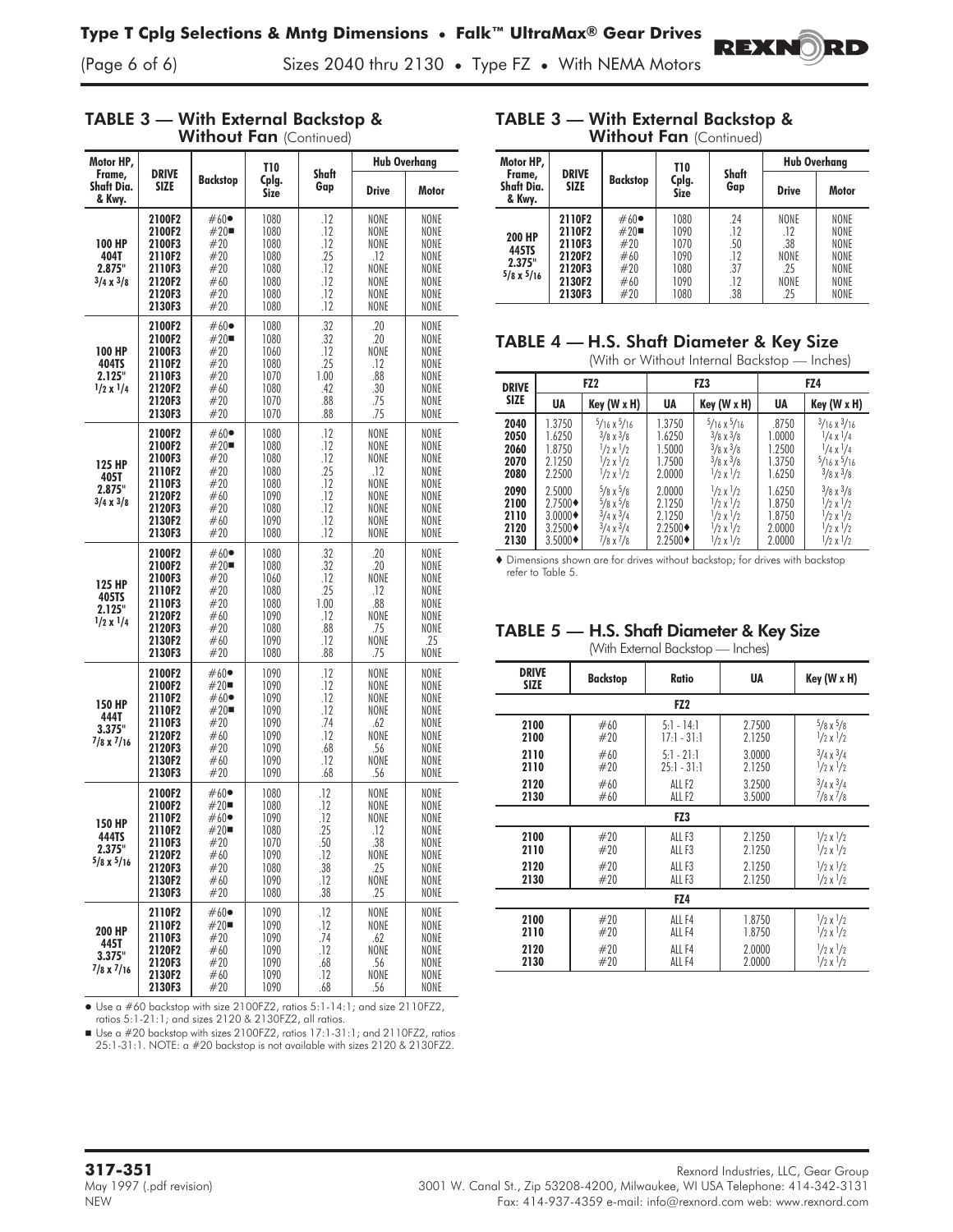## TABLE 3 — With External Backstop & Without Fan (Continued)

| Motor HP, Frame, Shaft Dia. & Kwy. | DRIVE SIZE | Backstop | T10 Cplg. Size | Shaft Gap | Hub Overhang | |
|---|---|---|---|---|---|---|
| | | | | | Drive | Motor |
| 100 HP 404T 2.875" $3/4 \times 3/8$ | 2100F2 | #60● | 1080 | .12 | NONE | NONE |
| | 2100F2 | #20■ | 1080 | .12 | NONE | NONE |
| | 2100F3 | #20 | 1080 | .12 | NONE | NONE |
| | 2110F2 | #20 | 1080 | .25 | .12 | NONE |
| | 2110F3 | #20 | 1080 | .12 | NONE | NONE |
| | 2120F2 | #60 | 1080 | .12 | NONE | NONE |
| | 2120F3 | #20 | 1080 | .12 | NONE | NONE |
| | 2130F3 | #20 | 1080 | .12 | NONE | NONE |
| 100 HP 404TS 2.125" $1/2 \times 1/4$ | 2100F2 | #60● | 1080 | .32 | .20 | NONE |
| | 2100F2 | #20■ | 1080 | .32 | .20 | NONE |
| | 2100F3 | #20 | 1060 | .12 | NONE | NONE |
| | 2110F2 | #20 | 1080 | .25 | .12 | NONE |
| | 2110F3 | #20 | 1070 | 1.00 | .88 | NONE |
| | 2120F2 | #60 | 1080 | .42 | .30 | NONE |
| | 2120F3 | #20 | 1070 | .88 | .75 | NONE |
| | 2130F3 | #20 | 1070 | .88 | .75 | NONE |
| 125 HP 405T 2.875" $3/4 \times 3/8$ | 2100F2 | #60● | 1080 | .12 | NONE | NONE |
| | 2100F2 | #20■ | 1080 | .12 | NONE | NONE |
| | 2100F3 | #20 | 1080 | .12 | NONE | NONE |
| | 2110F2 | #20 | 1080 | .25 | .12 | NONE |
| | 2110F3 | #20 | 1080 | .12 | NONE | NONE |
| | 2120F2 | #60 | 1090 | .12 | NONE | NONE |
| | 2120F3 | #20 | 1080 | .12 | NONE | NONE |
| | 2130F2 | #60 | 1090 | .12 | NONE | NONE |
| | 2130F3 | #20 | 1080 | .12 | NONE | NONE |
| 125 HP 405TS 2.125" $1/2 \times 1/4$ | 2100F2 | #60● | 1080 | .32 | .20 | NONE |
| | 2100F2 | #20■ | 1080 | .32 | .20 | NONE |
| | 2100F3 | #20 | 1060 | .12 | NONE | NONE |
| | 2110F2 | #20 | 1080 | .25 | .12 | NONE |
| | 2110F3 | #20 | 1080 | 1.00 | .88 | NONE |
| | 2120F2 | #60 | 1090 | .12 | NONE | NONE |
| | 2120F3 | #20 | 1080 | .88 | .75 | NONE |
| | 2130F2 | #60 | 1090 | .12 | NONE | .25 |
| | 2130F3 | #20 | 1080 | .88 | .75 | NONE |
| 150 HP 444T 3.375" $7/8 \times 7/16$ | 2100F2 | #60● | 1090 | .12 | NONE | NONE |
| | 2100F2 | #20■ | 1090 | .12 | NONE | NONE |
| | 2110F2 | #60● | 1090 | .12 | NONE | NONE |
| | 2110F2 | #20■ | 1090 | .12 | NONE | NONE |
| | 2110F3 | #20 | 1090 | .74 | .62 | NONE |
| | 2120F2 | #60 | 1090 | .12 | NONE | NONE |
| | 2120F3 | #20 | 1090 | .68 | .56 | NONE |
| | 2130F2 | #60 | 1090 | .12 | NONE | NONE |
| | 2130F3 | #20 | 1090 | .68 | .56 | NONE |
| 150 HP 444TS 2.375" $5/8 \times 5/16$ | 2100F2 | #60● | 1080 | .12 | NONE | NONE |
| | 2100F2 | #20■ | 1080 | .12 | NONE | NONE |
| | 2110F2 | #60● | 1090 | .12 | NONE | NONE |
| | 2110F2 | #20■ | 1080 | .25 | .12 | NONE |
| | 2110F3 | #20 | 1070 | .50 | .38 | NONE |
| | 2120F2 | #60 | 1090 | .12 | NONE | NONE |
| | 2120F3 | #20 | 1080 | .38 | .25 | NONE |
| | 2130F2 | #60 | 1090 | .12 | NONE | NONE |
| | 2130F3 | #20 | 1080 | .38 | .25 | NONE |
| 200 HP 445T 3.375" $7/8 \times 7/16$ | 2110F2 | #60● | 1090 | .12 | NONE | NONE |
| | 2110F2 | #20■ | 1090 | .12 | NONE | NONE |
| | 2110F3 | #20 | 1090 | .74 | .62 | NONE |
| | 2120F2 | #60 | 1090 | .12 | NONE | NONE |
| | 2120F3 | #20 | 1090 | .68 | .56 | NONE |
| | 2130F2 | #60 | 1090 | .12 | NONE | NONE |
| | 2130F3 | #20 | 1090 | .68 | .56 | NONE |
| 200 HP 445TS 2.375" $5/8 \times 5/16$ | 2110F2 | #60● | 1080 | .24 | NONE | NONE |
| | 2110F2 | #20■ | 1090 | .12 | .12 | NONE |
| | 2110F3 | #20 | 1070 | .50 | .38 | NONE |
| | 2120F2 | #60 | 1090 | .12 | NONE | NONE |
| | 2120F3 | #20 | 1080 | .37 | .25 | NONE |
| | 2130F2 | #60 | 1090 | .12 | NONE | NONE |
| | 2130F3 | #20 | 1080 | .38 | .25 | NONE |

● Use a #60 backstop with size 2100FZ2, ratios 5:1-14:1; and size 2110FZ2, ratios 5:1-21:1; and sizes 2120 & 2130FZ2, all ratios.

■ Use a #20 backstop with sizes 2100FZ2, ratios 17:1-31:1; and 2110FZ2, ratios 25:1-31:1. NOTE: a #20 backstop is not available with sizes 2120 & 2130FZ2.

## TABLE 4 — H.S. Shaft Diameter & Key Size

(With or Without Internal Backstop — Inches)

| DRIVE SIZE | FZ2 | | FZ3 | | FZ4 | |
|---|---|---|---|---|---|---|
| | UA | Key (W x H) | UA | Key (W x H) | UA | Key (W x H) |
| 2040 | 1.3750 | $5/16 \times 5/16$ | 1.3750 | $5/16 \times 5/16$ | .8750 | $3/16 \times 3/16$ |
| 2050 | 1.6250 | $3/8 \times 3/8$ | 1.6250 | $3/8 \times 3/8$ | 1.0000 | $1/4 \times 1/4$ |
| 2060 | 1.8750 | $1/2 \times 1/2$ | 1.5000 | $3/8 \times 3/8$ | 1.2500 | $1/4 \times 1/4$ |
| 2070 | 2.1250 | $1/2 \times 1/2$ | 1.7500 | $3/8 \times 3/8$ | 1.3750 | $5/16 \times 5/16$ |
| 2080 | 2.2500 | $1/2 \times 1/2$ | 2.0000 | $1/2 \times 1/2$ | 1.6250 | $3/8 \times 3/8$ |
| 2090 | 2.5000 | $5/8 \times 5/8$ | 2.0000 | $1/2 \times 1/2$ | 1.6250 | $3/8 \times 3/8$ |
| 2100 | 2.7500♦ | $5/8 \times 5/8$ | 2.1250 | $1/2 \times 1/2$ | 1.8750 | $1/2 \times 1/2$ |
| 2110 | 3.0000♦ | $3/4 \times 3/4$ | 2.1250 | $1/2 \times 1/2$ | 1.8750 | $1/2 \times 1/2$ |
| 2120 | 3.2500♦ | $3/4 \times 3/4$ | 2.2500♦ | $1/2 \times 1/2$ | 2.0000 | $1/2 \times 1/2$ |
| 2130 | 3.5000♦ | $7/8 \times 7/8$ | 2.2500♦ | $1/2 \times 1/2$ | 2.0000 | $1/2 \times 1/2$ |

♦ Dimensions shown are for drives without backstop; for drives with backstop refer to Table 5.

## TABLE 5 — H.S. Shaft Diameter & Key Size

(With External Backstop — Inches)

| DRIVE SIZE | Backstop | Ratio | UA | Key (W x H) |
|---|---|---|---|---|
| **FZ2** | | | | |
| 2100 | #60 | 5:1 - 14:1 | 2.7500 | $5/8 \times 5/8$ |
| 2100 | #20 | 17:1 - 31:1 | 2.1250 | $1/2 \times 1/2$ |
| 2110 | #60 | 5:1 - 21:1 | 3.0000 | $3/4 \times 3/4$ |
| 2110 | #20 | 25:1 - 31:1 | 2.1250 | $1/2 \times 1/2$ |
| 2120 | #60 | ALL F2 | 3.2500 | $3/4 \times 3/4$ |
| 2130 | #60 | ALL F2 | 3.5000 | $7/8 \times 7/8$ |
| **FZ3** | | | | |
| 2100 | #20 | ALL F3 | 2.1250 | $1/2 \times 1/2$ |
| 2110 | #20 | ALL F3 | 2.1250 | $1/2 \times 1/2$ |
| 2120 | #20 | ALL F3 | 2.1250 | $1/2 \times 1/2$ |
| 2130 | #20 | ALL F3 | 2.1250 | $1/2 \times 1/2$ |
| **FZ4** | | | | |
| 2100 | #20 | ALL F4 | 1.8750 | $1/2 \times 1/2$ |
| 2110 | #20 | ALL F4 | 1.8750 | $1/2 \times 1/2$ |
| 2120 | #20 | ALL F4 | 2.0000 | $1/2 \times 1/2$ |
| 2130 | #20 | ALL F4 | 2.0000 | $1/2 \times 1/2$ |

**317-351**
May 1997 (.pdf revision)
NEW

Rexnord Industries, LLC, Gear Group
3001 W. Canal St., Zip 53208-4200, Milwaukee, WI USA Telephone: 414-342-3131
Fax: 414-937-4359 e-mail: info@rexnord.com web: www.rexnord.com